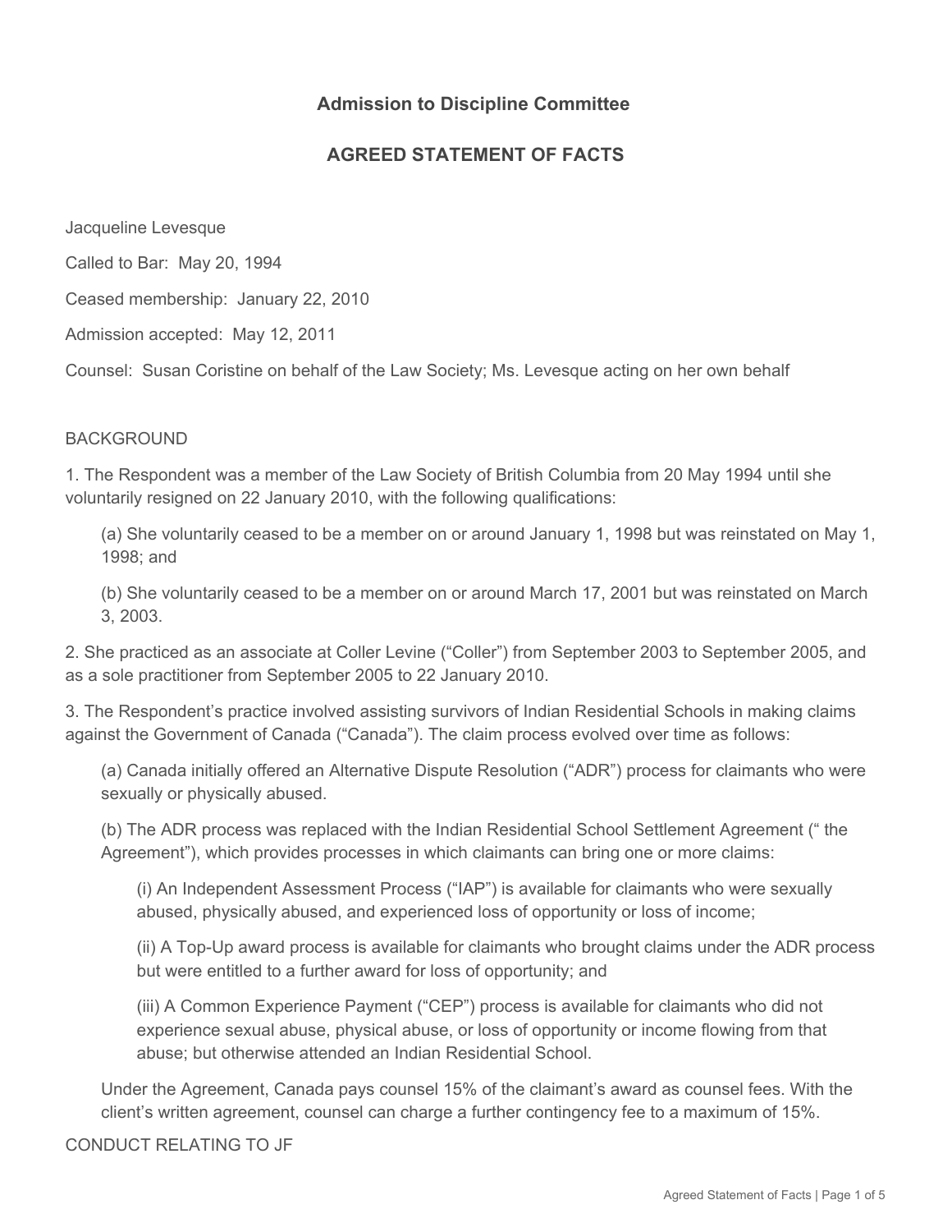## Admission to Discipline Committee

## AGREED STATEMENT OF FACTS

Jacqueline Levesque

Called to Bar: May 20, 1994

Ceased membership: January 22, 2010

Admission accepted: May 12, 2011

Counsel: Susan Coristine on behalf of the Law Society; Ms. Levesque acting on her own behalf

BACKGROUND

1. The Respondent was a member of the Law Society of British Columbia from 20 May 1994 until she voluntarily resigned on 22 January 2010, with the following qualifications:

   (a) She voluntarily ceased to be a member on or around January 1, 1998 but was reinstated on May 1, 1998; and

   (b) She voluntarily ceased to be a member on or around March 17, 2001 but was reinstated on March 3, 2003.

2. She practiced as an associate at Coller Levine ("Coller") from September 2003 to September 2005, and as a sole practitioner from September 2005 to 22 January 2010.

3. The Respondent's practice involved assisting survivors of Indian Residential Schools in making claims against the Government of Canada ("Canada"). The claim process evolved over time as follows:

   (a) Canada initially offered an Alternative Dispute Resolution ("ADR") process for claimants who were sexually or physically abused.

   (b) The ADR process was replaced with the Indian Residential School Settlement Agreement (" the Agreement"), which provides processes in which claimants can bring one or more claims:

      (i) An Independent Assessment Process ("IAP") is available for claimants who were sexually abused, physically abused, and experienced loss of opportunity or loss of income;

      (ii) A Top-Up award process is available for claimants who brought claims under the ADR process but were entitled to a further award for loss of opportunity; and

      (iii) A Common Experience Payment ("CEP") process is available for claimants who did not experience sexual abuse, physical abuse, or loss of opportunity or income flowing from that abuse; but otherwise attended an Indian Residential School.

   Under the Agreement, Canada pays counsel 15% of the claimant's award as counsel fees. With the client's written agreement, counsel can charge a further contingency fee to a maximum of 15%.

CONDUCT RELATING TO JF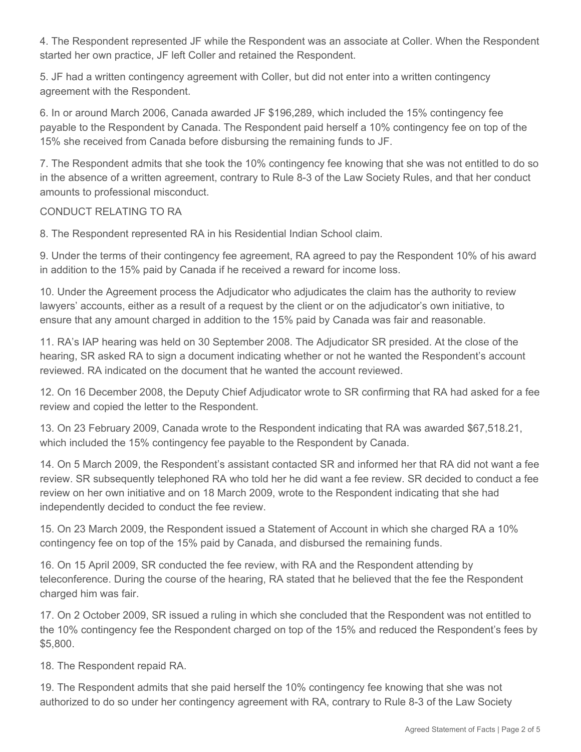4. The Respondent represented JF while the Respondent was an associate at Coller. When the Respondent started her own practice, JF left Coller and retained the Respondent.

5. JF had a written contingency agreement with Coller, but did not enter into a written contingency agreement with the Respondent.

6. In or around March 2006, Canada awarded JF $196,289, which included the 15% contingency fee payable to the Respondent by Canada. The Respondent paid herself a 10% contingency fee on top of the 15% she received from Canada before disbursing the remaining funds to JF.

7. The Respondent admits that she took the 10% contingency fee knowing that she was not entitled to do so in the absence of a written agreement, contrary to Rule 8-3 of the Law Society Rules, and that her conduct amounts to professional misconduct.

CONDUCT RELATING TO RA

8. The Respondent represented RA in his Residential Indian School claim.

9. Under the terms of their contingency fee agreement, RA agreed to pay the Respondent 10% of his award in addition to the 15% paid by Canada if he received a reward for income loss.

10. Under the Agreement process the Adjudicator who adjudicates the claim has the authority to review lawyers' accounts, either as a result of a request by the client or on the adjudicator's own initiative, to ensure that any amount charged in addition to the 15% paid by Canada was fair and reasonable.

11. RA's IAP hearing was held on 30 September 2008. The Adjudicator SR presided. At the close of the hearing, SR asked RA to sign a document indicating whether or not he wanted the Respondent's account reviewed. RA indicated on the document that he wanted the account reviewed.

12. On 16 December 2008, the Deputy Chief Adjudicator wrote to SR confirming that RA had asked for a fee review and copied the letter to the Respondent.

13. On 23 February 2009, Canada wrote to the Respondent indicating that RA was awarded $67,518.21, which included the 15% contingency fee payable to the Respondent by Canada.

14. On 5 March 2009, the Respondent's assistant contacted SR and informed her that RA did not want a fee review. SR subsequently telephoned RA who told her he did want a fee review. SR decided to conduct a fee review on her own initiative and on 18 March 2009, wrote to the Respondent indicating that she had independently decided to conduct the fee review.

15. On 23 March 2009, the Respondent issued a Statement of Account in which she charged RA a 10% contingency fee on top of the 15% paid by Canada, and disbursed the remaining funds.

16. On 15 April 2009, SR conducted the fee review, with RA and the Respondent attending by teleconference. During the course of the hearing, RA stated that he believed that the fee the Respondent charged him was fair.

17. On 2 October 2009, SR issued a ruling in which she concluded that the Respondent was not entitled to the 10% contingency fee the Respondent charged on top of the 15% and reduced the Respondent's fees by $5,800.

18. The Respondent repaid RA.

19. The Respondent admits that she paid herself the 10% contingency fee knowing that she was not authorized to do so under her contingency agreement with RA, contrary to Rule 8-3 of the Law Society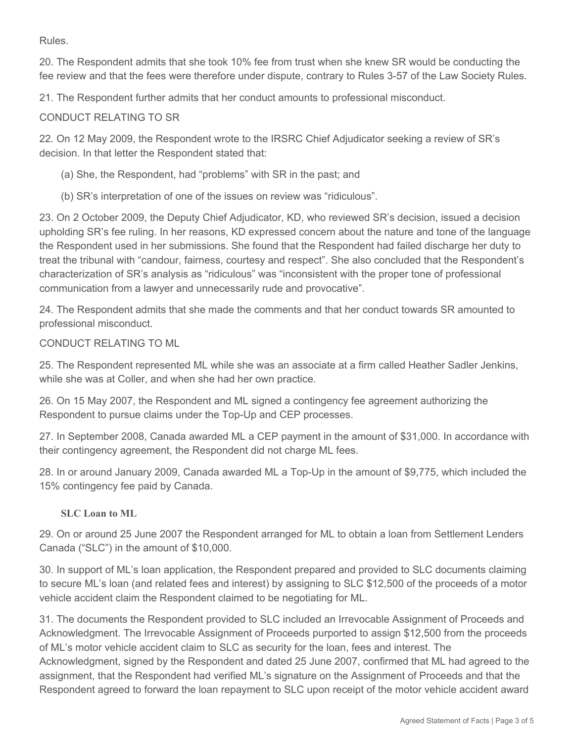Rules.

20. The Respondent admits that she took 10% fee from trust when she knew SR would be conducting the fee review and that the fees were therefore under dispute, contrary to Rules 3-57 of the Law Society Rules.

21. The Respondent further admits that her conduct amounts to professional misconduct.

CONDUCT RELATING TO SR

22. On 12 May 2009, the Respondent wrote to the IRSRC Chief Adjudicator seeking a review of SR's decision. In that letter the Respondent stated that:

(a) She, the Respondent, had "problems" with SR in the past; and

(b) SR's interpretation of one of the issues on review was "ridiculous".

23. On 2 October 2009, the Deputy Chief Adjudicator, KD, who reviewed SR's decision, issued a decision upholding SR's fee ruling. In her reasons, KD expressed concern about the nature and tone of the language the Respondent used in her submissions. She found that the Respondent had failed discharge her duty to treat the tribunal with "candour, fairness, courtesy and respect". She also concluded that the Respondent's characterization of SR's analysis as "ridiculous" was "inconsistent with the proper tone of professional communication from a lawyer and unnecessarily rude and provocative".

24. The Respondent admits that she made the comments and that her conduct towards SR amounted to professional misconduct.

CONDUCT RELATING TO ML

25. The Respondent represented ML while she was an associate at a firm called Heather Sadler Jenkins, while she was at Coller, and when she had her own practice.

26. On 15 May 2007, the Respondent and ML signed a contingency fee agreement authorizing the Respondent to pursue claims under the Top-Up and CEP processes.

27. In September 2008, Canada awarded ML a CEP payment in the amount of $31,000. In accordance with their contingency agreement, the Respondent did not charge ML fees.

28. In or around January 2009, Canada awarded ML a Top-Up in the amount of $9,775, which included the 15% contingency fee paid by Canada.

**SLC Loan to ML**

29. On or around 25 June 2007 the Respondent arranged for ML to obtain a loan from Settlement Lenders Canada ("SLC") in the amount of $10,000.

30. In support of ML's loan application, the Respondent prepared and provided to SLC documents claiming to secure ML's loan (and related fees and interest) by assigning to SLC $12,500 of the proceeds of a motor vehicle accident claim the Respondent claimed to be negotiating for ML.

31. The documents the Respondent provided to SLC included an Irrevocable Assignment of Proceeds and Acknowledgment. The Irrevocable Assignment of Proceeds purported to assign $12,500 from the proceeds of ML's motor vehicle accident claim to SLC as security for the loan, fees and interest. The Acknowledgment, signed by the Respondent and dated 25 June 2007, confirmed that ML had agreed to the assignment, that the Respondent had verified ML's signature on the Assignment of Proceeds and that the Respondent agreed to forward the loan repayment to SLC upon receipt of the motor vehicle accident award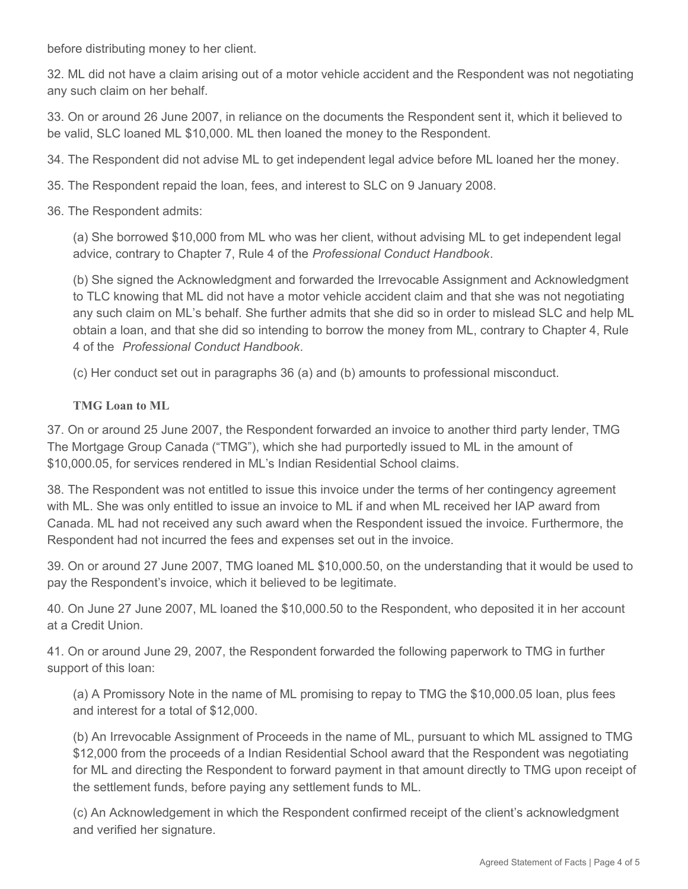before distributing money to her client.

32. ML did not have a claim arising out of a motor vehicle accident and the Respondent was not negotiating any such claim on her behalf.

33. On or around 26 June 2007, in reliance on the documents the Respondent sent it, which it believed to be valid, SLC loaned ML $10,000. ML then loaned the money to the Respondent.

34. The Respondent did not advise ML to get independent legal advice before ML loaned her the money.

35. The Respondent repaid the loan, fees, and interest to SLC on 9 January 2008.

36. The Respondent admits:

(a) She borrowed $10,000 from ML who was her client, without advising ML to get independent legal advice, contrary to Chapter 7, Rule 4 of the *Professional Conduct Handbook*.

(b) She signed the Acknowledgment and forwarded the Irrevocable Assignment and Acknowledgment to TLC knowing that ML did not have a motor vehicle accident claim and that she was not negotiating any such claim on ML's behalf. She further admits that she did so in order to mislead SLC and help ML obtain a loan, and that she did so intending to borrow the money from ML, contrary to Chapter 4, Rule 4 of the *Professional Conduct Handbook*.

(c) Her conduct set out in paragraphs 36 (a) and (b) amounts to professional misconduct.

**TMG Loan to ML**

37. On or around 25 June 2007, the Respondent forwarded an invoice to another third party lender, TMG The Mortgage Group Canada ("TMG"), which she had purportedly issued to ML in the amount of $10,000.05, for services rendered in ML's Indian Residential School claims.

38. The Respondent was not entitled to issue this invoice under the terms of her contingency agreement with ML. She was only entitled to issue an invoice to ML if and when ML received her IAP award from Canada. ML had not received any such award when the Respondent issued the invoice. Furthermore, the Respondent had not incurred the fees and expenses set out in the invoice.

39. On or around 27 June 2007, TMG loaned ML $10,000.50, on the understanding that it would be used to pay the Respondent's invoice, which it believed to be legitimate.

40. On June 27 June 2007, ML loaned the $10,000.50 to the Respondent, who deposited it in her account at a Credit Union.

41. On or around June 29, 2007, the Respondent forwarded the following paperwork to TMG in further support of this loan:

(a) A Promissory Note in the name of ML promising to repay to TMG the $10,000.05 loan, plus fees and interest for a total of $12,000.

(b) An Irrevocable Assignment of Proceeds in the name of ML, pursuant to which ML assigned to TMG $12,000 from the proceeds of a Indian Residential School award that the Respondent was negotiating for ML and directing the Respondent to forward payment in that amount directly to TMG upon receipt of the settlement funds, before paying any settlement funds to ML.

(c) An Acknowledgement in which the Respondent confirmed receipt of the client's acknowledgment and verified her signature.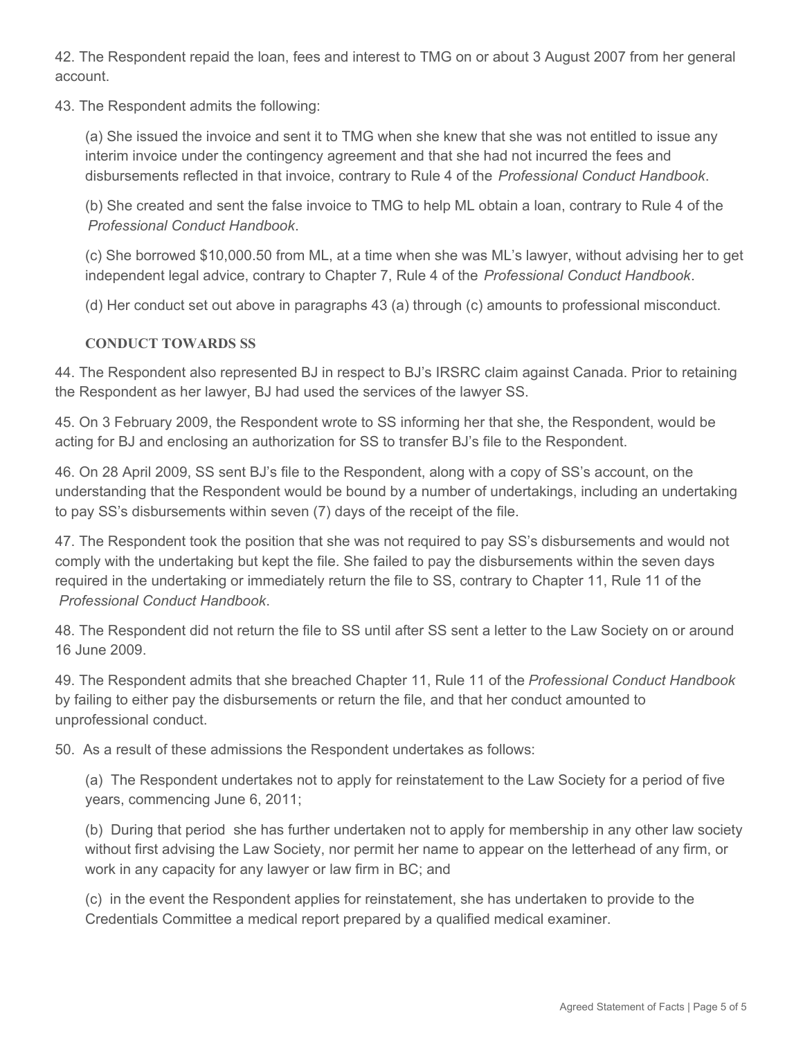42. The Respondent repaid the loan, fees and interest to TMG on or about 3 August 2007 from her general account.

43. The Respondent admits the following:

(a) She issued the invoice and sent it to TMG when she knew that she was not entitled to issue any interim invoice under the contingency agreement and that she had not incurred the fees and disbursements reflected in that invoice, contrary to Rule 4 of the *Professional Conduct Handbook*.

(b) She created and sent the false invoice to TMG to help ML obtain a loan, contrary to Rule 4 of the *Professional Conduct Handbook*.

(c) She borrowed $10,000.50 from ML, at a time when she was ML's lawyer, without advising her to get independent legal advice, contrary to Chapter 7, Rule 4 of the *Professional Conduct Handbook*.

(d) Her conduct set out above in paragraphs 43 (a) through (c) amounts to professional misconduct.

### CONDUCT TOWARDS SS

44. The Respondent also represented BJ in respect to BJ's IRSRC claim against Canada. Prior to retaining the Respondent as her lawyer, BJ had used the services of the lawyer SS.

45. On 3 February 2009, the Respondent wrote to SS informing her that she, the Respondent, would be acting for BJ and enclosing an authorization for SS to transfer BJ's file to the Respondent.

46. On 28 April 2009, SS sent BJ's file to the Respondent, along with a copy of SS's account, on the understanding that the Respondent would be bound by a number of undertakings, including an undertaking to pay SS's disbursements within seven (7) days of the receipt of the file.

47. The Respondent took the position that she was not required to pay SS's disbursements and would not comply with the undertaking but kept the file. She failed to pay the disbursements within the seven days required in the undertaking or immediately return the file to SS, contrary to Chapter 11, Rule 11 of the *Professional Conduct Handbook*.

48. The Respondent did not return the file to SS until after SS sent a letter to the Law Society on or around 16 June 2009.

49. The Respondent admits that she breached Chapter 11, Rule 11 of the *Professional Conduct Handbook* by failing to either pay the disbursements or return the file, and that her conduct amounted to unprofessional conduct.

50. As a result of these admissions the Respondent undertakes as follows:

(a) The Respondent undertakes not to apply for reinstatement to the Law Society for a period of five years, commencing June 6, 2011;

(b) During that period she has further undertaken not to apply for membership in any other law society without first advising the Law Society, nor permit her name to appear on the letterhead of any firm, or work in any capacity for any lawyer or law firm in BC; and

(c) in the event the Respondent applies for reinstatement, she has undertaken to provide to the Credentials Committee a medical report prepared by a qualified medical examiner.